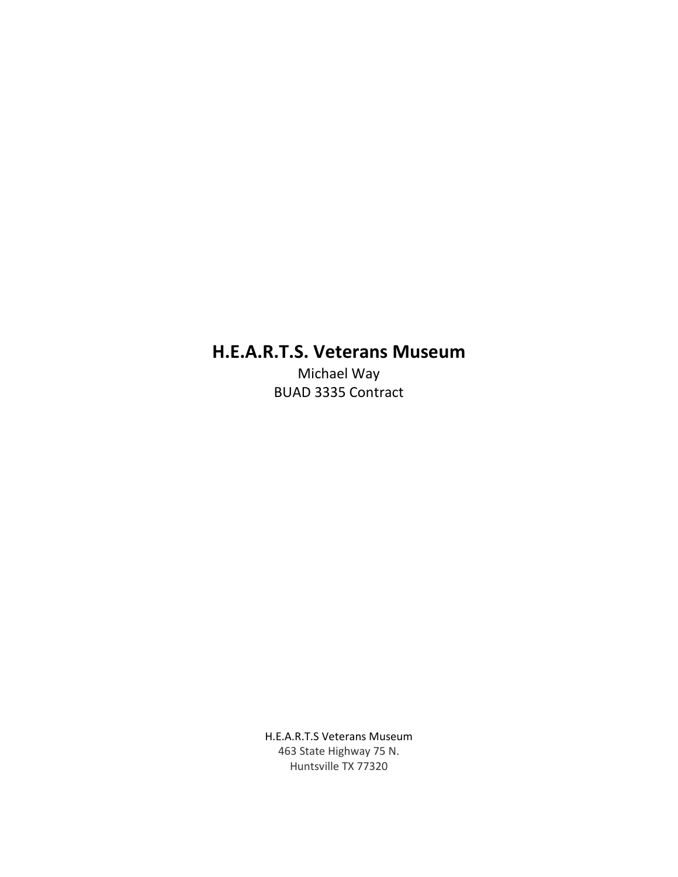# H.E.A.R.T.S. Veterans Museum

Michael Way

BUAD 3335 Contract

H.E.A.R.T.S Veterans Museum
463 State Highway 75 N.
Huntsville TX 77320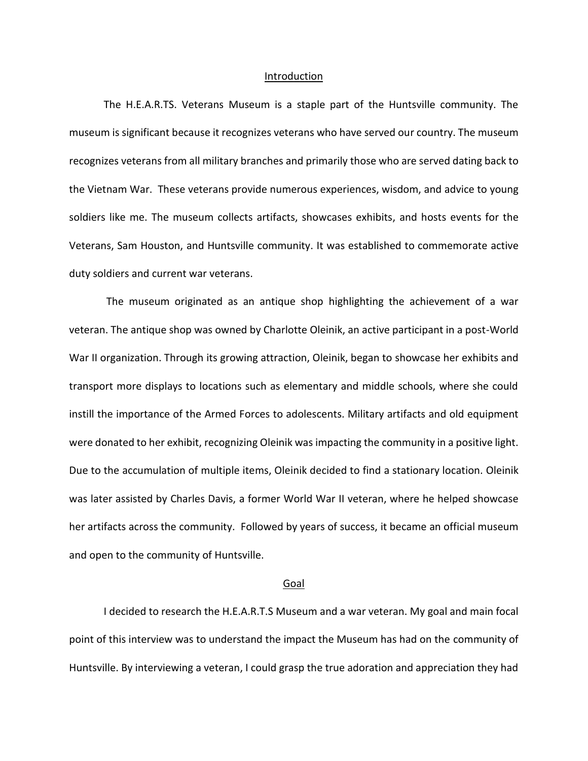## Introduction

The H.E.A.R.TS. Veterans Museum is a staple part of the Huntsville community. The museum is significant because it recognizes veterans who have served our country. The museum recognizes veterans from all military branches and primarily those who are served dating back to the Vietnam War. These veterans provide numerous experiences, wisdom, and advice to young soldiers like me. The museum collects artifacts, showcases exhibits, and hosts events for the Veterans, Sam Houston, and Huntsville community. It was established to commemorate active duty soldiers and current war veterans.

The museum originated as an antique shop highlighting the achievement of a war veteran. The antique shop was owned by Charlotte Oleinik, an active participant in a post-World War II organization. Through its growing attraction, Oleinik, began to showcase her exhibits and transport more displays to locations such as elementary and middle schools, where she could instill the importance of the Armed Forces to adolescents. Military artifacts and old equipment were donated to her exhibit, recognizing Oleinik was impacting the community in a positive light. Due to the accumulation of multiple items, Oleinik decided to find a stationary location. Oleinik was later assisted by Charles Davis, a former World War II veteran, where he helped showcase her artifacts across the community. Followed by years of success, it became an official museum and open to the community of Huntsville.

## Goal

I decided to research the H.E.A.R.T.S Museum and a war veteran. My goal and main focal point of this interview was to understand the impact the Museum has had on the community of Huntsville. By interviewing a veteran, I could grasp the true adoration and appreciation they had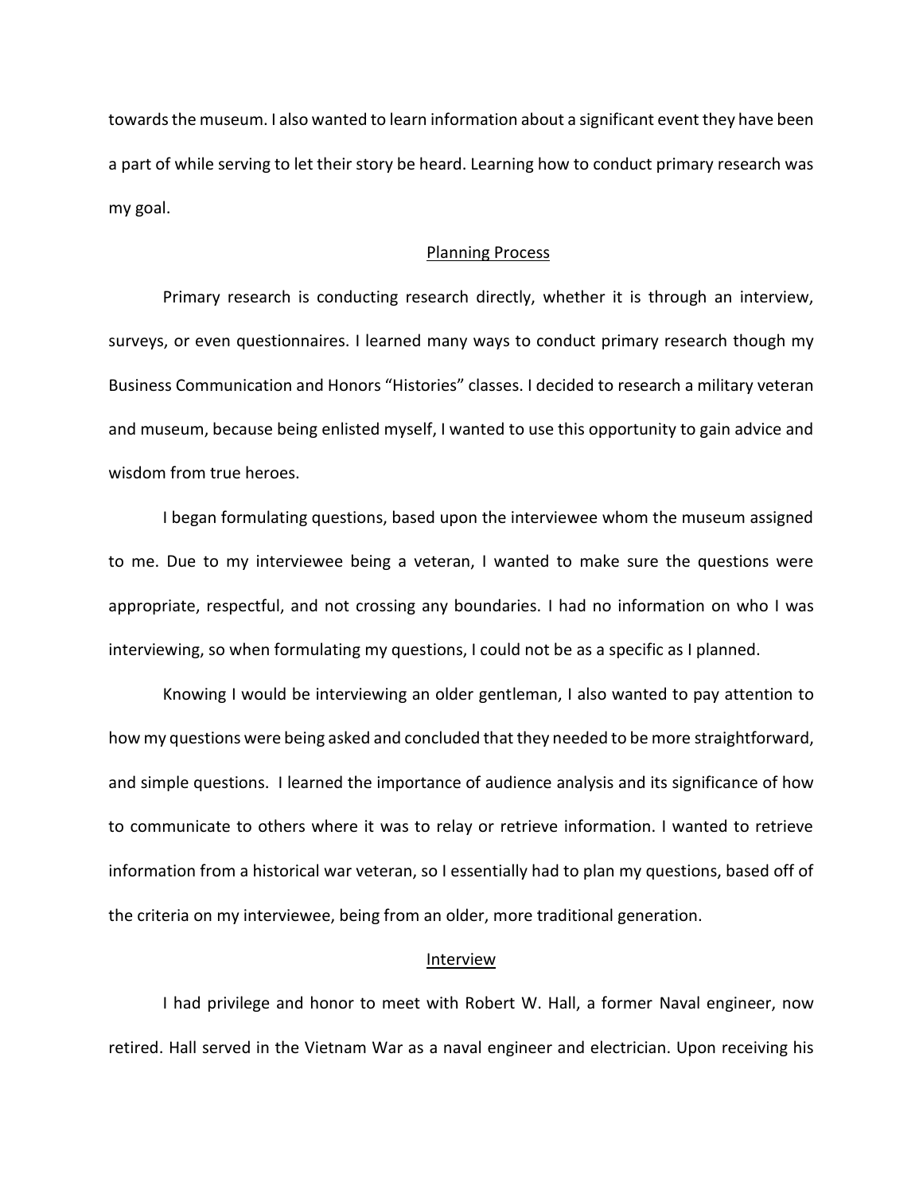towards the museum. I also wanted to learn information about a significant event they have been a part of while serving to let their story be heard. Learning how to conduct primary research was my goal.

## Planning Process

Primary research is conducting research directly, whether it is through an interview, surveys, or even questionnaires. I learned many ways to conduct primary research though my Business Communication and Honors "Histories" classes. I decided to research a military veteran and museum, because being enlisted myself, I wanted to use this opportunity to gain advice and wisdom from true heroes.

I began formulating questions, based upon the interviewee whom the museum assigned to me. Due to my interviewee being a veteran, I wanted to make sure the questions were appropriate, respectful, and not crossing any boundaries. I had no information on who I was interviewing, so when formulating my questions, I could not be as a specific as I planned.

Knowing I would be interviewing an older gentleman, I also wanted to pay attention to how my questions were being asked and concluded that they needed to be more straightforward, and simple questions. I learned the importance of audience analysis and its significance of how to communicate to others where it was to relay or retrieve information. I wanted to retrieve information from a historical war veteran, so I essentially had to plan my questions, based off of the criteria on my interviewee, being from an older, more traditional generation.

## Interview

I had privilege and honor to meet with Robert W. Hall, a former Naval engineer, now retired. Hall served in the Vietnam War as a naval engineer and electrician. Upon receiving his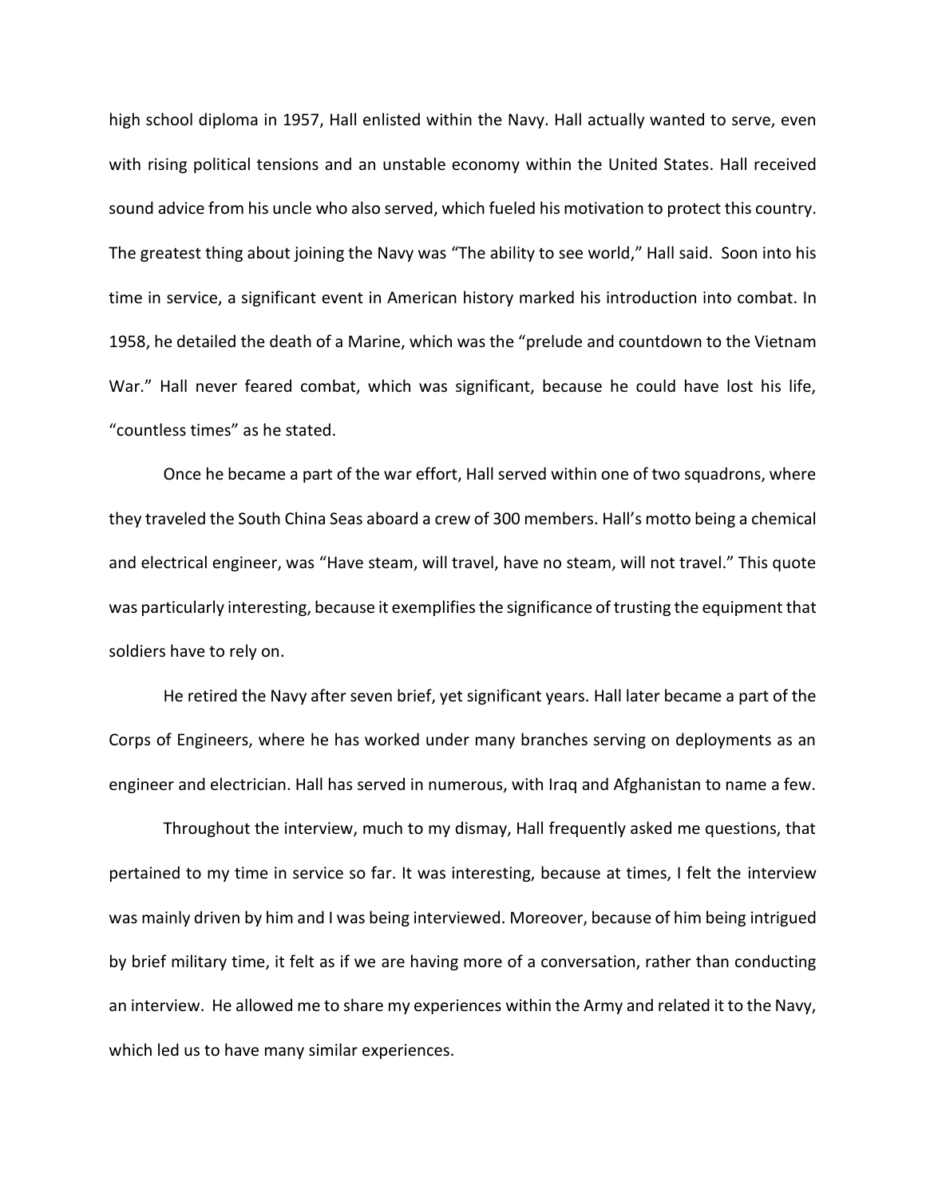high school diploma in 1957, Hall enlisted within the Navy. Hall actually wanted to serve, even with rising political tensions and an unstable economy within the United States. Hall received sound advice from his uncle who also served, which fueled his motivation to protect this country. The greatest thing about joining the Navy was "The ability to see world," Hall said. Soon into his time in service, a significant event in American history marked his introduction into combat. In 1958, he detailed the death of a Marine, which was the "prelude and countdown to the Vietnam War." Hall never feared combat, which was significant, because he could have lost his life, "countless times" as he stated.

Once he became a part of the war effort, Hall served within one of two squadrons, where they traveled the South China Seas aboard a crew of 300 members. Hall's motto being a chemical and electrical engineer, was "Have steam, will travel, have no steam, will not travel." This quote was particularly interesting, because it exemplifies the significance of trusting the equipment that soldiers have to rely on.

He retired the Navy after seven brief, yet significant years. Hall later became a part of the Corps of Engineers, where he has worked under many branches serving on deployments as an engineer and electrician. Hall has served in numerous, with Iraq and Afghanistan to name a few.

Throughout the interview, much to my dismay, Hall frequently asked me questions, that pertained to my time in service so far. It was interesting, because at times, I felt the interview was mainly driven by him and I was being interviewed. Moreover, because of him being intrigued by brief military time, it felt as if we are having more of a conversation, rather than conducting an interview. He allowed me to share my experiences within the Army and related it to the Navy, which led us to have many similar experiences.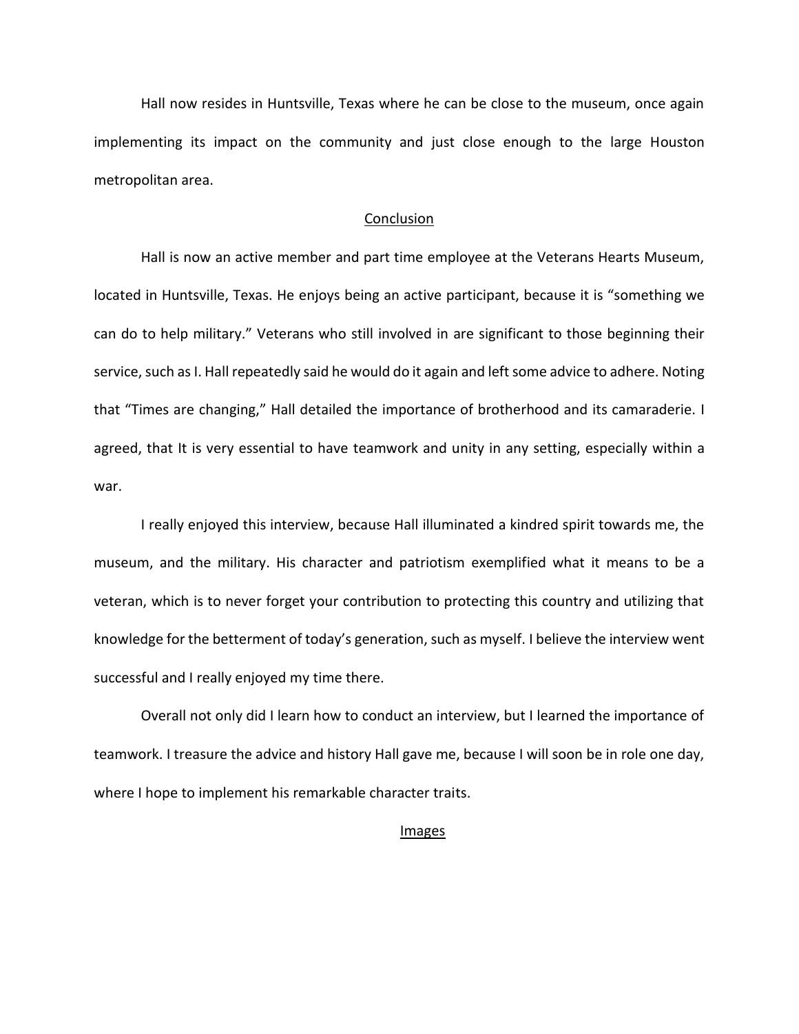Hall now resides in Huntsville, Texas where he can be close to the museum, once again implementing its impact on the community and just close enough to the large Houston metropolitan area.

## Conclusion

Hall is now an active member and part time employee at the Veterans Hearts Museum, located in Huntsville, Texas. He enjoys being an active participant, because it is "something we can do to help military." Veterans who still involved in are significant to those beginning their service, such as I. Hall repeatedly said he would do it again and left some advice to adhere. Noting that "Times are changing," Hall detailed the importance of brotherhood and its camaraderie. I agreed, that It is very essential to have teamwork and unity in any setting, especially within a war.

I really enjoyed this interview, because Hall illuminated a kindred spirit towards me, the museum, and the military. His character and patriotism exemplified what it means to be a veteran, which is to never forget your contribution to protecting this country and utilizing that knowledge for the betterment of today's generation, such as myself. I believe the interview went successful and I really enjoyed my time there.

Overall not only did I learn how to conduct an interview, but I learned the importance of teamwork. I treasure the advice and history Hall gave me, because I will soon be in role one day, where I hope to implement his remarkable character traits.

## Images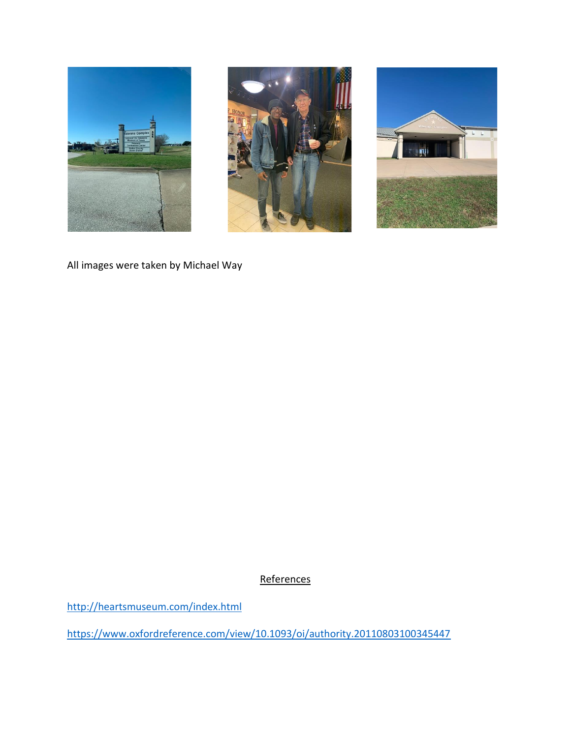All images were taken by Michael Way

References

http://heartsmuseum.com/index.html

https://www.oxfordreference.com/view/10.1093/oi/authority.20110803100345447